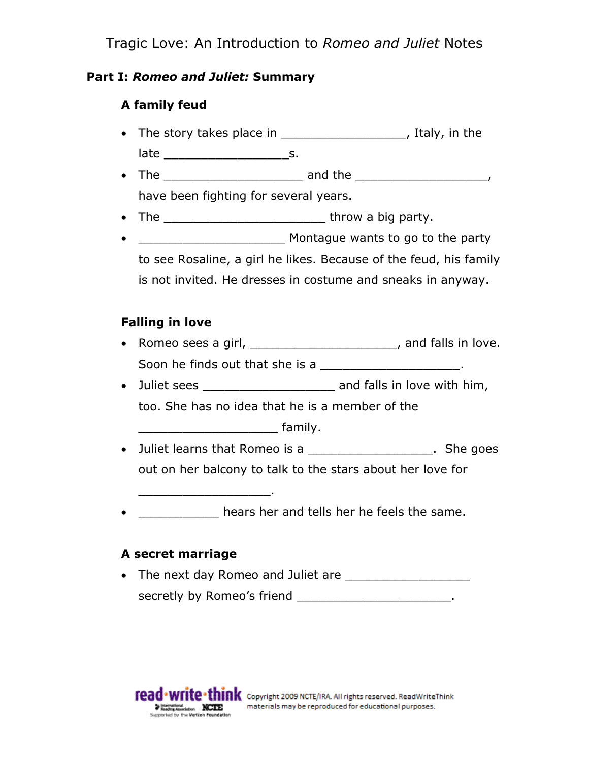# Tragic Love: An Introduction to *Romeo and Juliet* Notes

## Part I: *Romeo and Juliet:* Summary

### A family feud

- The story takes place in _________________, Italy, in the late _________________s.
- The ___________________ and the __________________, have been fighting for several years.
- The ______________________ throw a big party.
- ____________________ Montague wants to go to the party to see Rosaline, a girl he likes. Because of the feud, his family is not invited. He dresses in costume and sneaks in anyway.

### Falling in love

- Romeo sees a girl, ____________________, and falls in love. Soon he finds out that she is a ___________________.
- Juliet sees __________________ and falls in love with him, too. She has no idea that he is a member of the ___________________ family.
- Juliet learns that Romeo is a _________________. She goes out on her balcony to talk to the stars about her love for __________________.
- ___________ hears her and tells her he feels the same.

### A secret marriage

- The next day Romeo and Juliet are _________________ secretly by Romeo's friend _____________________.

Copyright 2009 NCTE/IRA. All rights reserved. ReadWriteThink materials may be reproduced for educational purposes.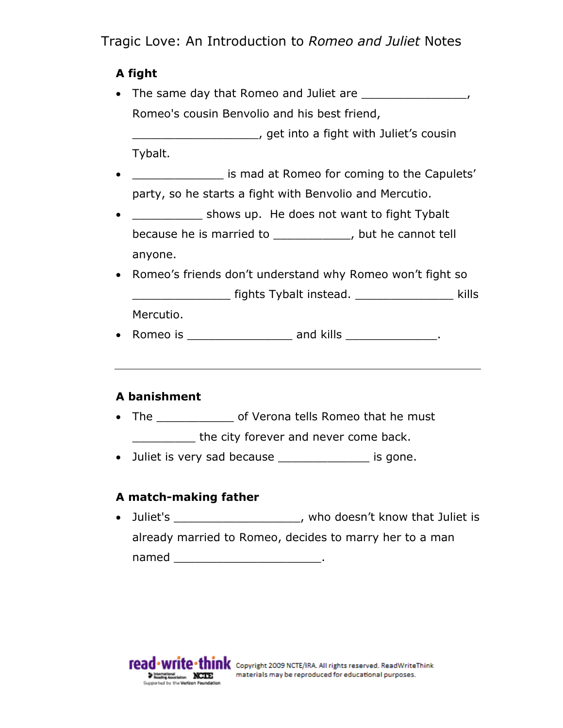# Tragic Love: An Introduction to *Romeo and Juliet* Notes

**A fight**

- The same day that Romeo and Juliet are _______________, Romeo's cousin Benvolio and his best friend, __________________, get into a fight with Juliet's cousin Tybalt.
- _____________ is mad at Romeo for coming to the Capulets' party, so he starts a fight with Benvolio and Mercutio.
- __________ shows up. He does not want to fight Tybalt because he is married to ___________, but he cannot tell anyone.
- Romeo's friends don't understand why Romeo won't fight so ______________ fights Tybalt instead. ______________ kills Mercutio.
- Romeo is _______________ and kills _____________.

---

**A banishment**

- The ___________ of Verona tells Romeo that he must _________ the city forever and never come back.
- Juliet is very sad because _____________ is gone.

**A match-making father**

- Juliet's __________________, who doesn't know that Juliet is already married to Romeo, decides to marry her to a man named _____________________.

Copyright 2009 NCTE/IRA. All rights reserved. ReadWriteThink materials may be reproduced for educational purposes.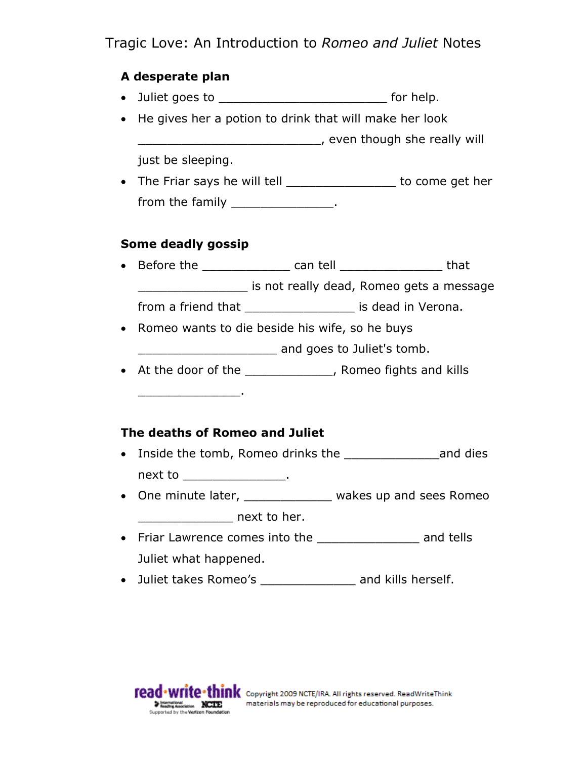# Tragic Love: An Introduction to *Romeo and Juliet* Notes

**A desperate plan**

- Juliet goes to ________________________ for help.
- He gives her a potion to drink that will make her look __________________________, even though she really will just be sleeping.
- The Friar says he will tell _______________ to come get her from the family _______________.

**Some deadly gossip**

- Before the ____________ can tell _______________ that ________________ is not really dead, Romeo gets a message from a friend that ________________ is dead in Verona.
- Romeo wants to die beside his wife, so he buys ____________________ and goes to Juliet's tomb.
- At the door of the ____________, Romeo fights and kills _______________.

**The deaths of Romeo and Juliet**

- Inside the tomb, Romeo drinks the ______________and dies next to _______________.
- One minute later, _____________ wakes up and sees Romeo ______________ next to her.
- Friar Lawrence comes into the _______________ and tells Juliet what happened.
- Juliet takes Romeo's ______________ and kills herself.

Copyright 2009 NCTE/IRA. All rights reserved. ReadWriteThink materials may be reproduced for educational purposes.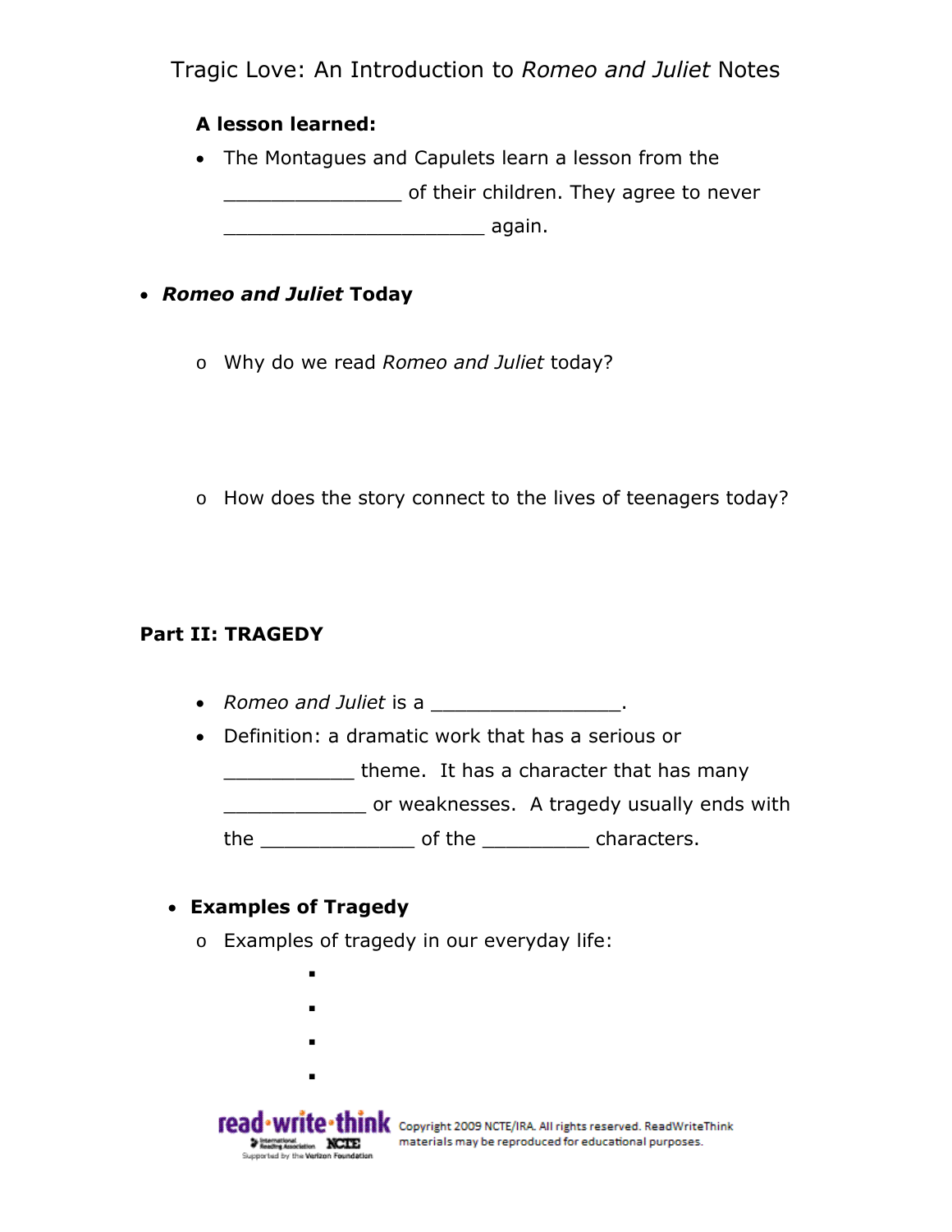Tragic Love: An Introduction to *Romeo and Juliet* Notes

**A lesson learned:**

- The Montagues and Capulets learn a lesson from the _______________ of their children. They agree to never ______________________ again.

- ***Romeo and Juliet* Today**
  - Why do we read *Romeo and Juliet* today?
  - How does the story connect to the lives of teenagers today?

**Part II: TRAGEDY**

- *Romeo and Juliet* is a ________________.
- Definition: a dramatic work that has a serious or ___________ theme. It has a character that has many ____________ or weaknesses. A tragedy usually ends with the _____________ of the _________ characters.

- **Examples of Tragedy**
  - Examples of tragedy in our everyday life:
    - 
    - 
    - 
    - 

Copyright 2009 NCTE/IRA. All rights reserved. ReadWriteThink materials may be reproduced for educational purposes.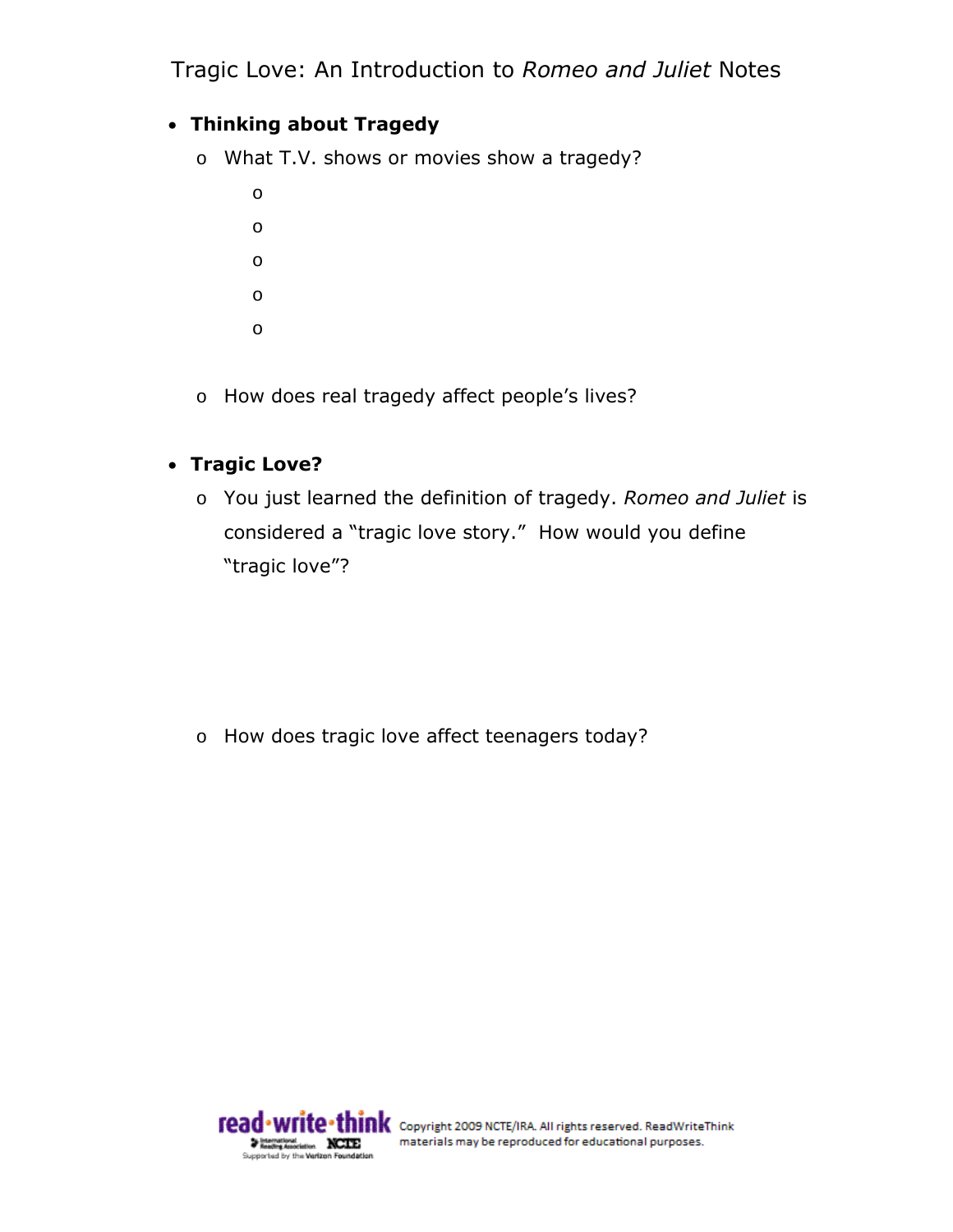# Tragic Love: An Introduction to *Romeo and Juliet* Notes

- **Thinking about Tragedy**
  - What T.V. shows or movies show a tragedy?
    - 
    - 
    - 
    - 
    - 
  - How does real tragedy affect people's lives?
- **Tragic Love?**
  - You just learned the definition of tragedy. *Romeo and Juliet* is considered a "tragic love story." How would you define "tragic love"?
  - How does tragic love affect teenagers today?

Copyright 2009 NCTE/IRA. All rights reserved. ReadWriteThink materials may be reproduced for educational purposes.